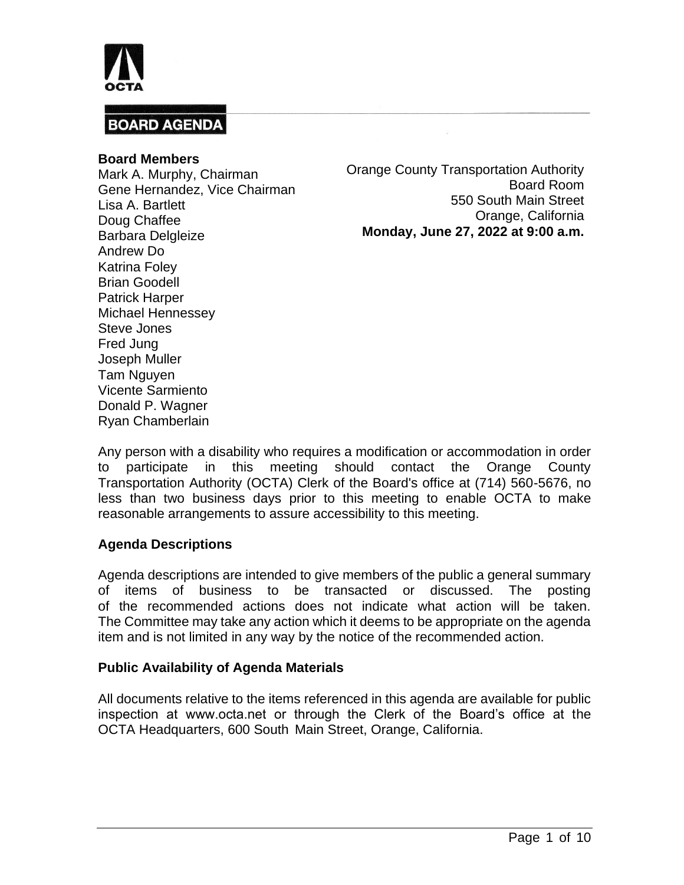OCTA

# BOARD AGENDA

**Board Members**
Mark A. Murphy, Chairman
Gene Hernandez, Vice Chairman
Lisa A. Bartlett
Doug Chaffee
Barbara Delgleize
Andrew Do
Katrina Foley
Brian Goodell
Patrick Harper
Michael Hennessey
Steve Jones
Fred Jung
Joseph Muller
Tam Nguyen
Vicente Sarmiento
Donald P. Wagner
Ryan Chamberlain

Orange County Transportation Authority
Board Room
550 South Main Street
Orange, California
**Monday, June 27, 2022 at 9:00 a.m.**

Any person with a disability who requires a modification or accommodation in order to participate in this meeting should contact the Orange County Transportation Authority (OCTA) Clerk of the Board's office at (714) 560-5676, no less than two business days prior to this meeting to enable OCTA to make reasonable arrangements to assure accessibility to this meeting.

**Agenda Descriptions**

Agenda descriptions are intended to give members of the public a general summary of items of business to be transacted or discussed. The posting of the recommended actions does not indicate what action will be taken. The Committee may take any action which it deems to be appropriate on the agenda item and is not limited in any way by the notice of the recommended action.

**Public Availability of Agenda Materials**

All documents relative to the items referenced in this agenda are available for public inspection at www.octa.net or through the Clerk of the Board's office at the OCTA Headquarters, 600 South Main Street, Orange, California.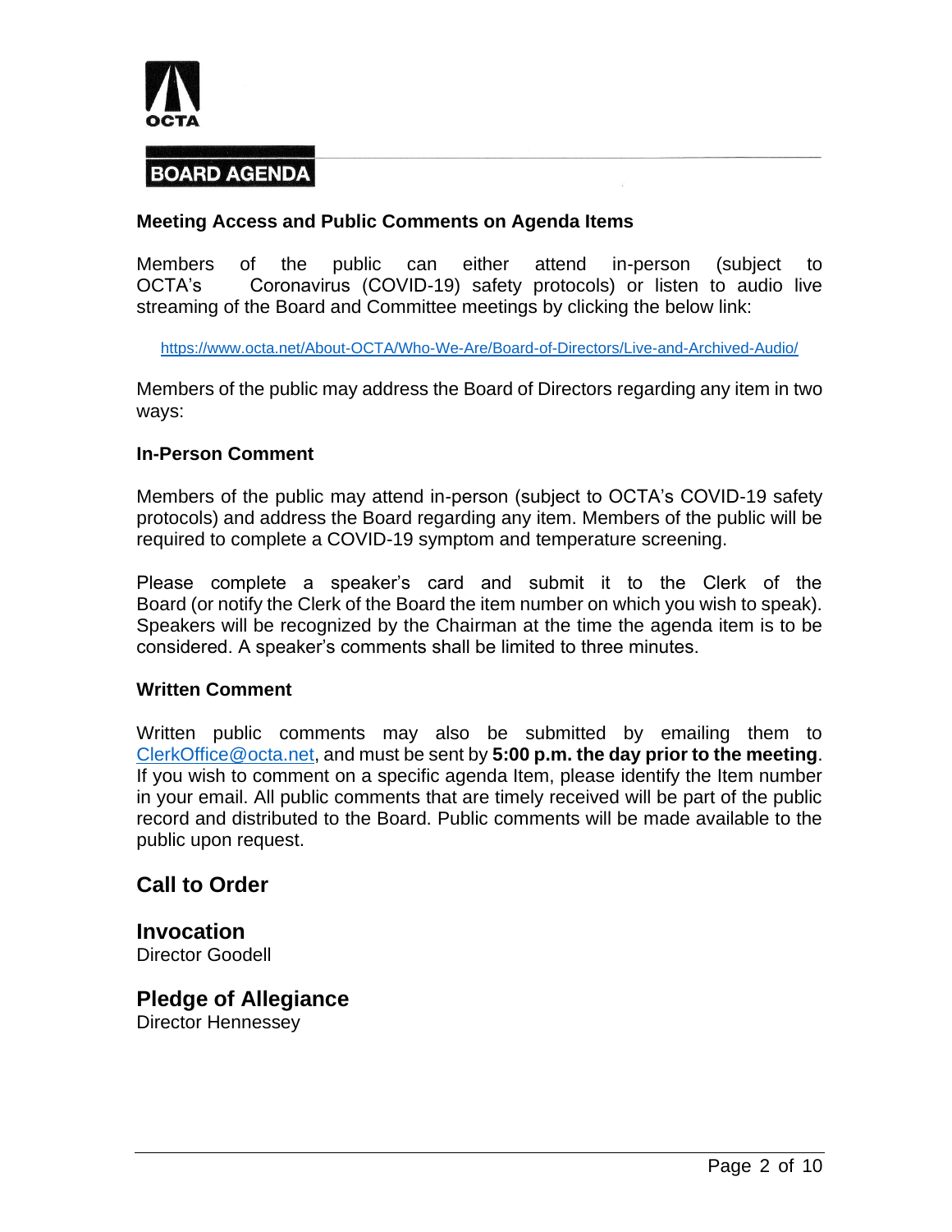**BOARD AGENDA**

### Meeting Access and Public Comments on Agenda Items

Members of the public can either attend in-person (subject to OCTA's Coronavirus (COVID-19) safety protocols) or listen to audio live streaming of the Board and Committee meetings by clicking the below link:

https://www.octa.net/About-OCTA/Who-We-Are/Board-of-Directors/Live-and-Archived-Audio/

Members of the public may address the Board of Directors regarding any item in two ways:

### In-Person Comment

Members of the public may attend in-person (subject to OCTA's COVID-19 safety protocols) and address the Board regarding any item. Members of the public will be required to complete a COVID-19 symptom and temperature screening.

Please complete a speaker's card and submit it to the Clerk of the Board (or notify the Clerk of the Board the item number on which you wish to speak). Speakers will be recognized by the Chairman at the time the agenda item is to be considered. A speaker's comments shall be limited to three minutes.

### Written Comment

Written public comments may also be submitted by emailing them to ClerkOffice@octa.net, and must be sent by **5:00 p.m. the day prior to the meeting**. If you wish to comment on a specific agenda Item, please identify the Item number in your email. All public comments that are timely received will be part of the public record and distributed to the Board. Public comments will be made available to the public upon request.

## Call to Order

## Invocation
Director Goodell

## Pledge of Allegiance
Director Hennessey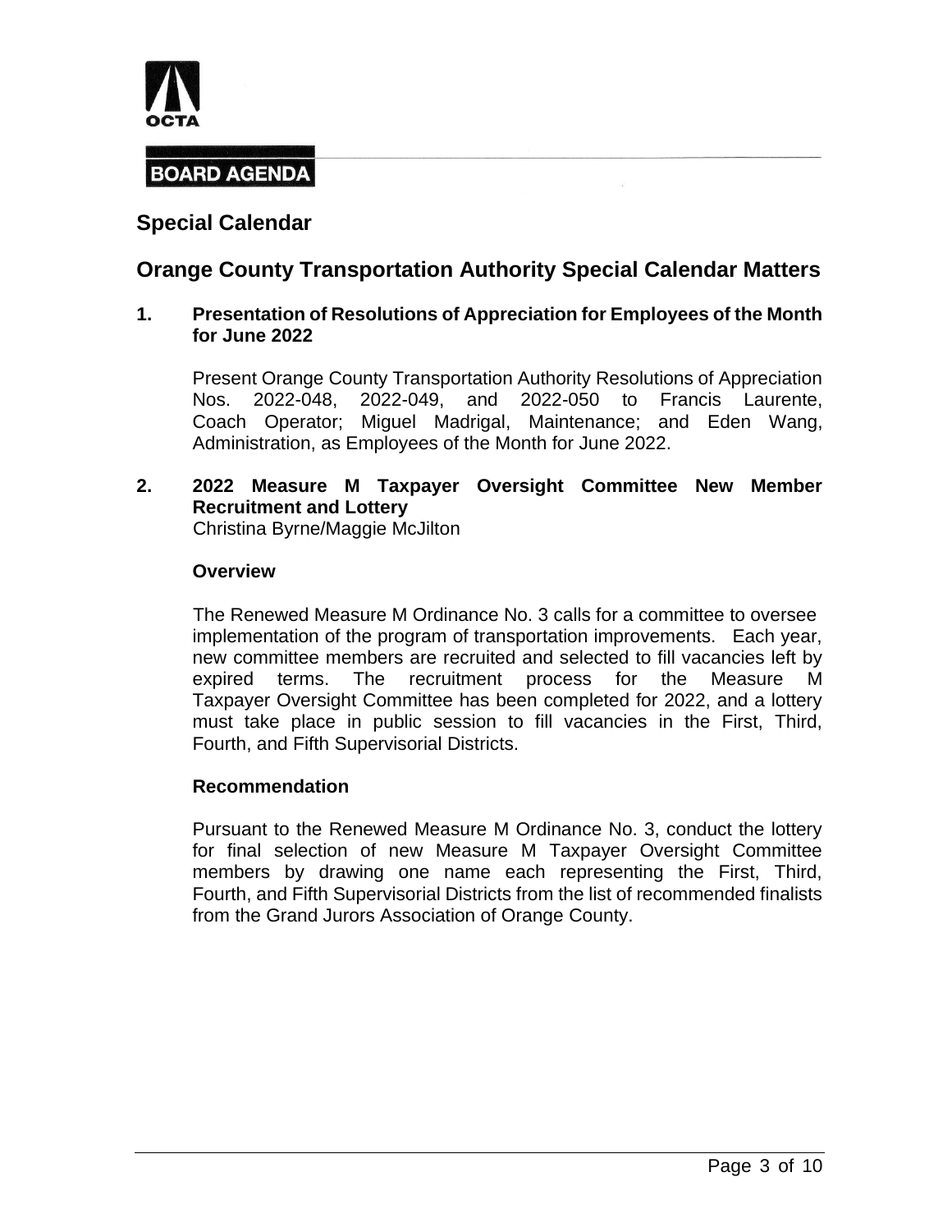OCTA

**BOARD AGENDA**

## Special Calendar

## Orange County Transportation Authority Special Calendar Matters

**1. Presentation of Resolutions of Appreciation for Employees of the Month for June 2022**

Present Orange County Transportation Authority Resolutions of Appreciation Nos. 2022-048, 2022-049, and 2022-050 to Francis Laurente, Coach Operator; Miguel Madrigal, Maintenance; and Eden Wang, Administration, as Employees of the Month for June 2022.

**2. 2022 Measure M Taxpayer Oversight Committee New Member Recruitment and Lottery**
Christina Byrne/Maggie McJilton

**Overview**

The Renewed Measure M Ordinance No. 3 calls for a committee to oversee implementation of the program of transportation improvements. Each year, new committee members are recruited and selected to fill vacancies left by expired terms. The recruitment process for the Measure M Taxpayer Oversight Committee has been completed for 2022, and a lottery must take place in public session to fill vacancies in the First, Third, Fourth, and Fifth Supervisorial Districts.

**Recommendation**

Pursuant to the Renewed Measure M Ordinance No. 3, conduct the lottery for final selection of new Measure M Taxpayer Oversight Committee members by drawing one name each representing the First, Third, Fourth, and Fifth Supervisorial Districts from the list of recommended finalists from the Grand Jurors Association of Orange County.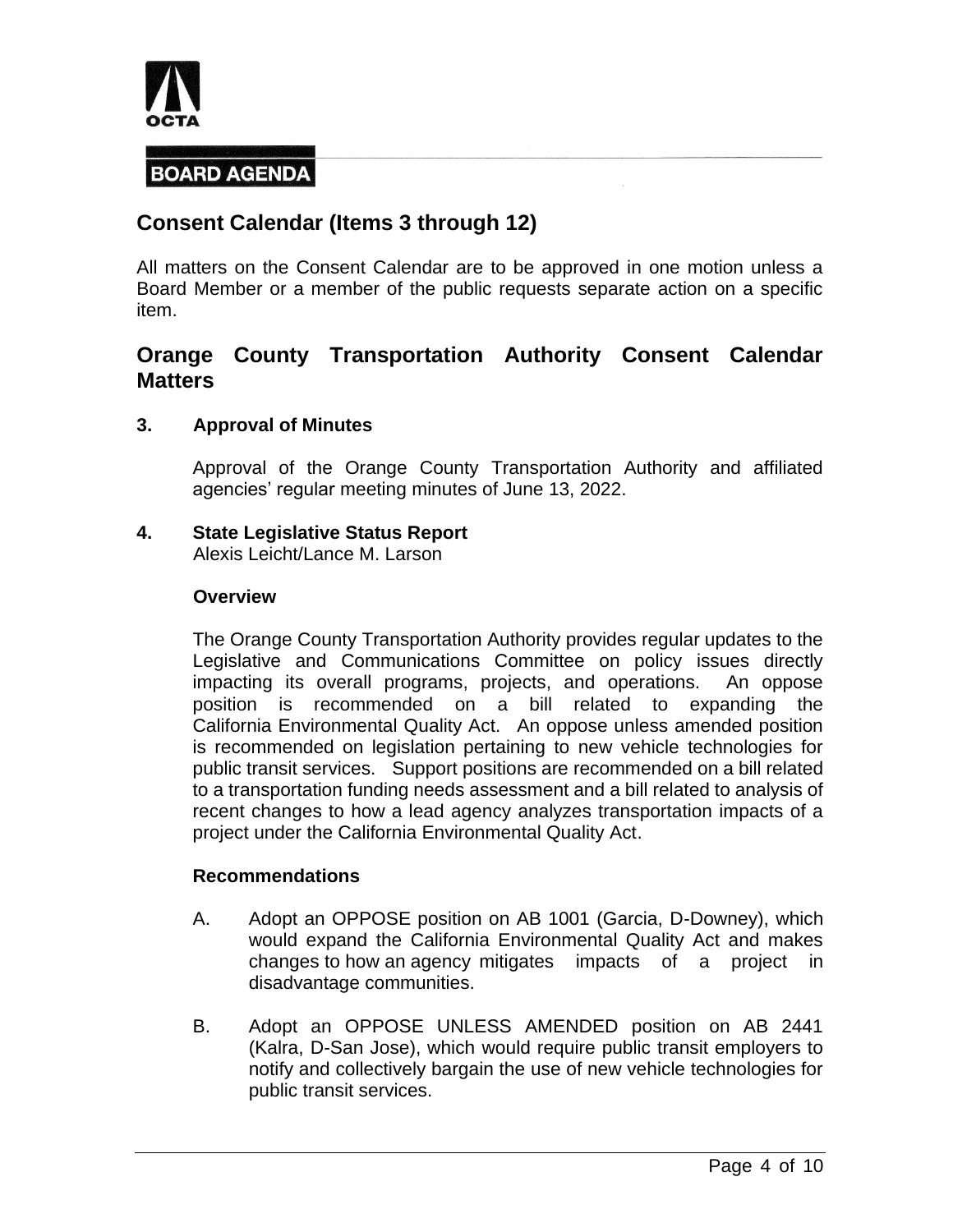**BOARD AGENDA**

## Consent Calendar (Items 3 through 12)

All matters on the Consent Calendar are to be approved in one motion unless a Board Member or a member of the public requests separate action on a specific item.

## Orange County Transportation Authority Consent Calendar Matters

### 3. Approval of Minutes

Approval of the Orange County Transportation Authority and affiliated agencies' regular meeting minutes of June 13, 2022.

### 4. State Legislative Status Report

Alexis Leicht/Lance M. Larson

**Overview**

The Orange County Transportation Authority provides regular updates to the Legislative and Communications Committee on policy issues directly impacting its overall programs, projects, and operations. An oppose position is recommended on a bill related to expanding the California Environmental Quality Act. An oppose unless amended position is recommended on legislation pertaining to new vehicle technologies for public transit services. Support positions are recommended on a bill related to a transportation funding needs assessment and a bill related to analysis of recent changes to how a lead agency analyzes transportation impacts of a project under the California Environmental Quality Act.

**Recommendations**

A. Adopt an OPPOSE position on AB 1001 (Garcia, D-Downey), which would expand the California Environmental Quality Act and makes changes to how an agency mitigates impacts of a project in disadvantage communities.

B. Adopt an OPPOSE UNLESS AMENDED position on AB 2441 (Kalra, D-San Jose), which would require public transit employers to notify and collectively bargain the use of new vehicle technologies for public transit services.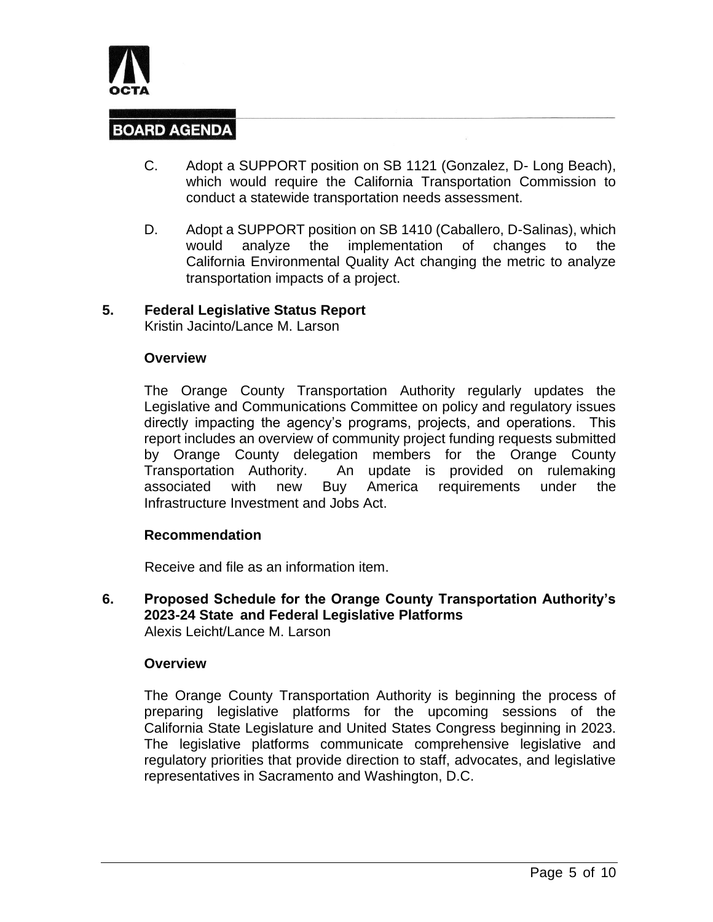C. Adopt a SUPPORT position on SB 1121 (Gonzalez, D- Long Beach), which would require the California Transportation Commission to conduct a statewide transportation needs assessment.

D. Adopt a SUPPORT position on SB 1410 (Caballero, D-Salinas), which would analyze the implementation of changes to the California Environmental Quality Act changing the metric to analyze transportation impacts of a project.

**5. Federal Legislative Status Report**
Kristin Jacinto/Lance M. Larson

**Overview**

The Orange County Transportation Authority regularly updates the Legislative and Communications Committee on policy and regulatory issues directly impacting the agency's programs, projects, and operations. This report includes an overview of community project funding requests submitted by Orange County delegation members for the Orange County Transportation Authority. An update is provided on rulemaking associated with new Buy America requirements under the Infrastructure Investment and Jobs Act.

**Recommendation**

Receive and file as an information item.

**6. Proposed Schedule for the Orange County Transportation Authority's 2023-24 State and Federal Legislative Platforms**
Alexis Leicht/Lance M. Larson

**Overview**

The Orange County Transportation Authority is beginning the process of preparing legislative platforms for the upcoming sessions of the California State Legislature and United States Congress beginning in 2023. The legislative platforms communicate comprehensive legislative and regulatory priorities that provide direction to staff, advocates, and legislative representatives in Sacramento and Washington, D.C.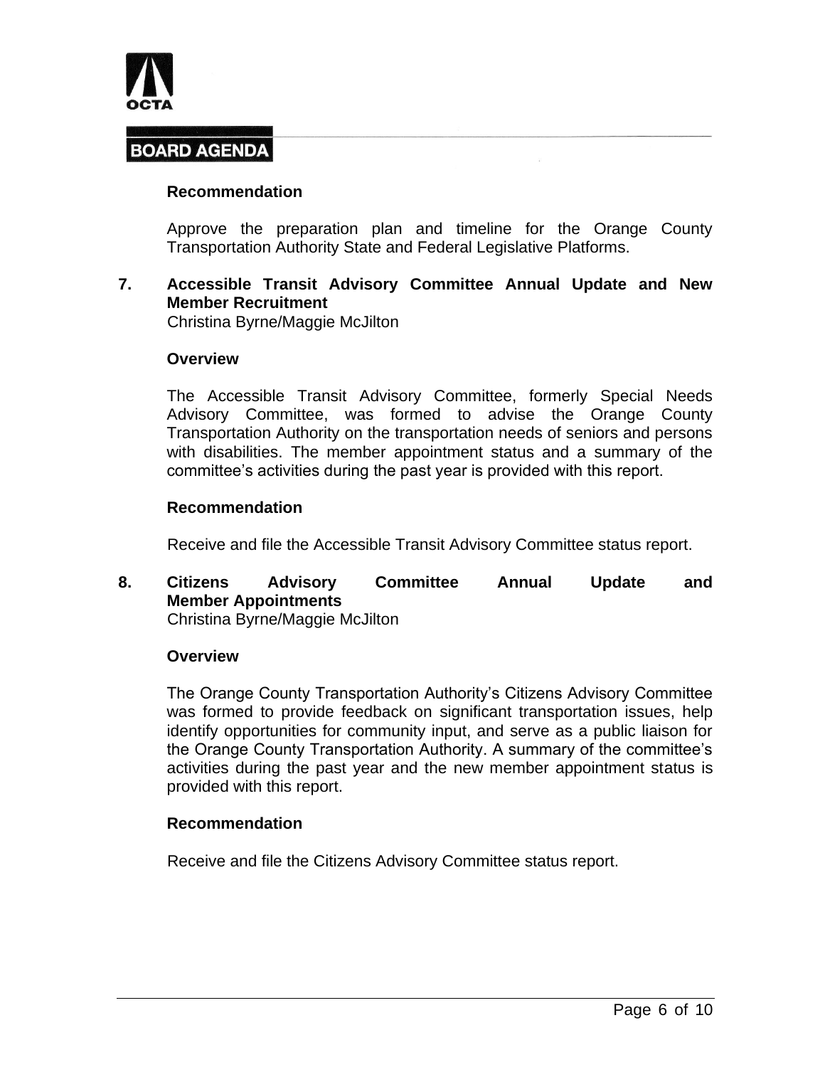**Recommendation**

Approve the preparation plan and timeline for the Orange County Transportation Authority State and Federal Legislative Platforms.

**7. Accessible Transit Advisory Committee Annual Update and New Member Recruitment**

Christina Byrne/Maggie McJilton

**Overview**

The Accessible Transit Advisory Committee, formerly Special Needs Advisory Committee, was formed to advise the Orange County Transportation Authority on the transportation needs of seniors and persons with disabilities. The member appointment status and a summary of the committee's activities during the past year is provided with this report.

**Recommendation**

Receive and file the Accessible Transit Advisory Committee status report.

**8. Citizens Advisory Committee Annual Update and Member Appointments**

Christina Byrne/Maggie McJilton

**Overview**

The Orange County Transportation Authority's Citizens Advisory Committee was formed to provide feedback on significant transportation issues, help identify opportunities for community input, and serve as a public liaison for the Orange County Transportation Authority. A summary of the committee's activities during the past year and the new member appointment status is provided with this report.

**Recommendation**

Receive and file the Citizens Advisory Committee status report.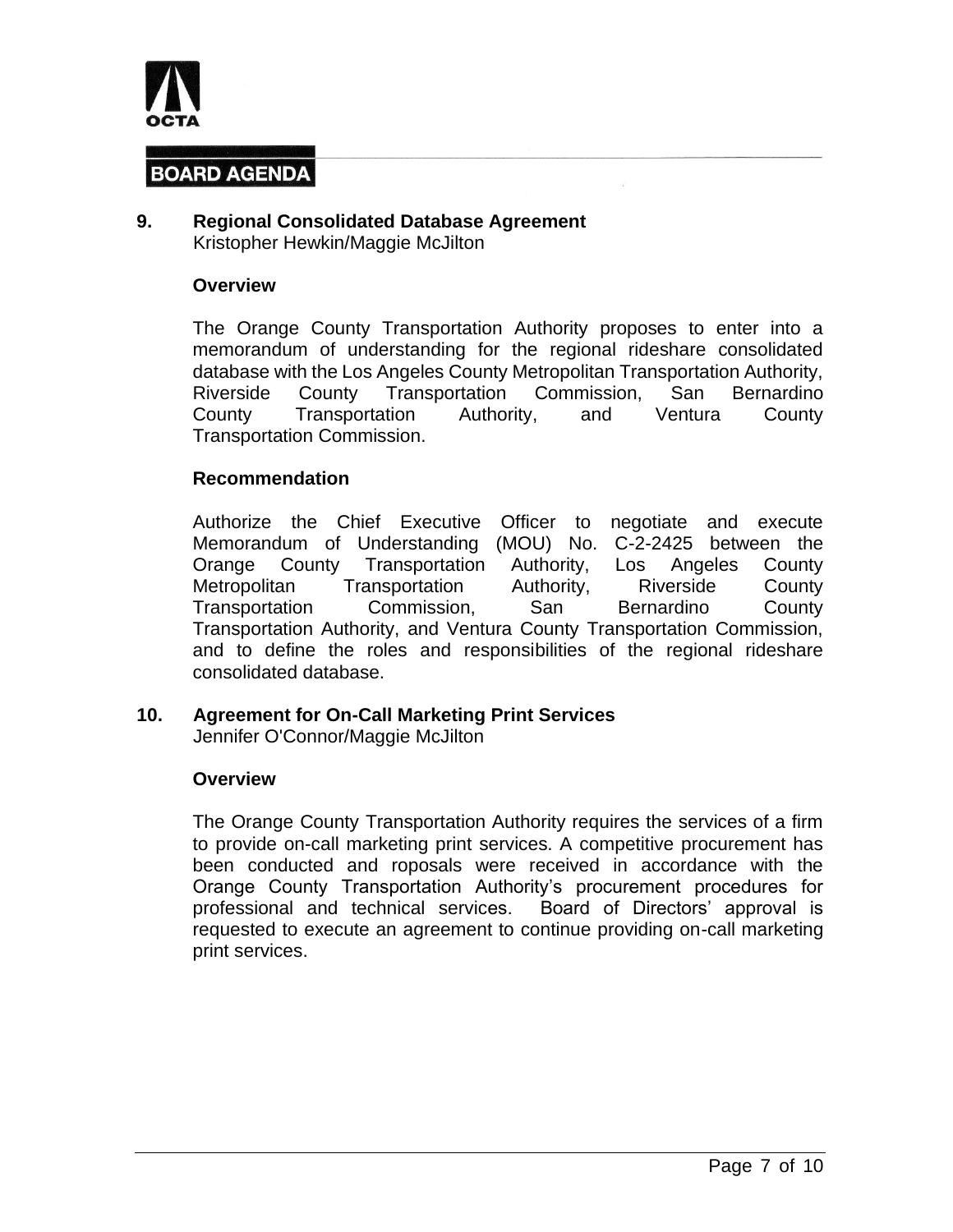**BOARD AGENDA**

**9. Regional Consolidated Database Agreement**
Kristopher Hewkin/Maggie McJilton

**Overview**

The Orange County Transportation Authority proposes to enter into a memorandum of understanding for the regional rideshare consolidated database with the Los Angeles County Metropolitan Transportation Authority, Riverside County Transportation Commission, San Bernardino County Transportation Authority, and Ventura County Transportation Commission.

**Recommendation**

Authorize the Chief Executive Officer to negotiate and execute Memorandum of Understanding (MOU) No. C-2-2425 between the Orange County Transportation Authority, Los Angeles County Metropolitan Transportation Authority, Riverside County Transportation Commission, San Bernardino County Transportation Authority, and Ventura County Transportation Commission, and to define the roles and responsibilities of the regional rideshare consolidated database.

**10. Agreement for On-Call Marketing Print Services**
Jennifer O'Connor/Maggie McJilton

**Overview**

The Orange County Transportation Authority requires the services of a firm to provide on-call marketing print services. A competitive procurement has been conducted and roposals were received in accordance with the Orange County Transportation Authority's procurement procedures for professional and technical services. Board of Directors' approval is requested to execute an agreement to continue providing on-call marketing print services.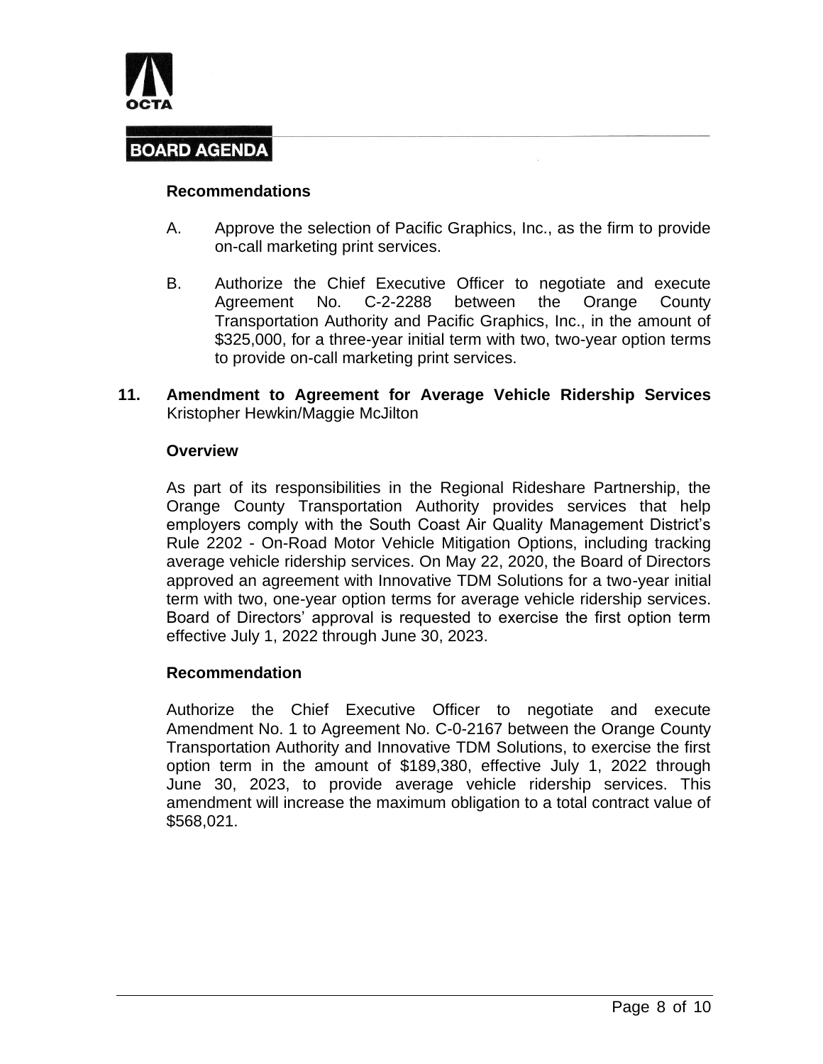**Recommendations**

A. Approve the selection of Pacific Graphics, Inc., as the firm to provide on-call marketing print services.

B. Authorize the Chief Executive Officer to negotiate and execute Agreement No. C-2-2288 between the Orange County Transportation Authority and Pacific Graphics, Inc., in the amount of $325,000, for a three-year initial term with two, two-year option terms to provide on-call marketing print services.

**11. Amendment to Agreement for Average Vehicle Ridership Services**
Kristopher Hewkin/Maggie McJilton

**Overview**

As part of its responsibilities in the Regional Rideshare Partnership, the Orange County Transportation Authority provides services that help employers comply with the South Coast Air Quality Management District's Rule 2202 - On-Road Motor Vehicle Mitigation Options, including tracking average vehicle ridership services. On May 22, 2020, the Board of Directors approved an agreement with Innovative TDM Solutions for a two-year initial term with two, one-year option terms for average vehicle ridership services. Board of Directors' approval is requested to exercise the first option term effective July 1, 2022 through June 30, 2023.

**Recommendation**

Authorize the Chief Executive Officer to negotiate and execute Amendment No. 1 to Agreement No. C-0-2167 between the Orange County Transportation Authority and Innovative TDM Solutions, to exercise the first option term in the amount of $189,380, effective July 1, 2022 through June 30, 2023, to provide average vehicle ridership services. This amendment will increase the maximum obligation to a total contract value of $568,021.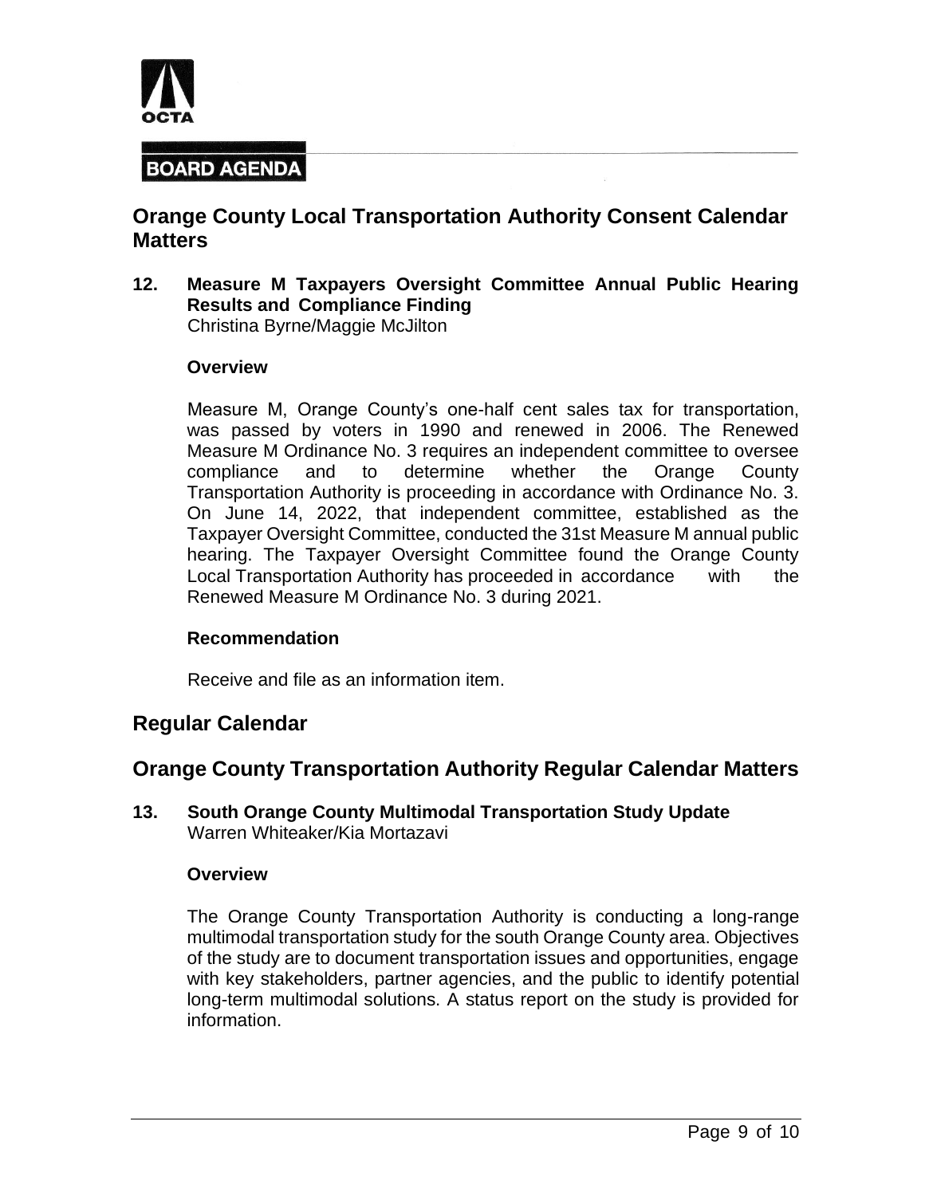OCTA

**BOARD AGENDA**

## Orange County Local Transportation Authority Consent Calendar Matters

**12. Measure M Taxpayers Oversight Committee Annual Public Hearing Results and Compliance Finding**
Christina Byrne/Maggie McJilton

**Overview**

Measure M, Orange County's one-half cent sales tax for transportation, was passed by voters in 1990 and renewed in 2006. The Renewed Measure M Ordinance No. 3 requires an independent committee to oversee compliance and to determine whether the Orange County Transportation Authority is proceeding in accordance with Ordinance No. 3. On June 14, 2022, that independent committee, established as the Taxpayer Oversight Committee, conducted the 31st Measure M annual public hearing. The Taxpayer Oversight Committee found the Orange County Local Transportation Authority has proceeded in accordance with the Renewed Measure M Ordinance No. 3 during 2021.

**Recommendation**

Receive and file as an information item.

## Regular Calendar

## Orange County Transportation Authority Regular Calendar Matters

**13. South Orange County Multimodal Transportation Study Update**
Warren Whiteaker/Kia Mortazavi

**Overview**

The Orange County Transportation Authority is conducting a long-range multimodal transportation study for the south Orange County area. Objectives of the study are to document transportation issues and opportunities, engage with key stakeholders, partner agencies, and the public to identify potential long-term multimodal solutions. A status report on the study is provided for information.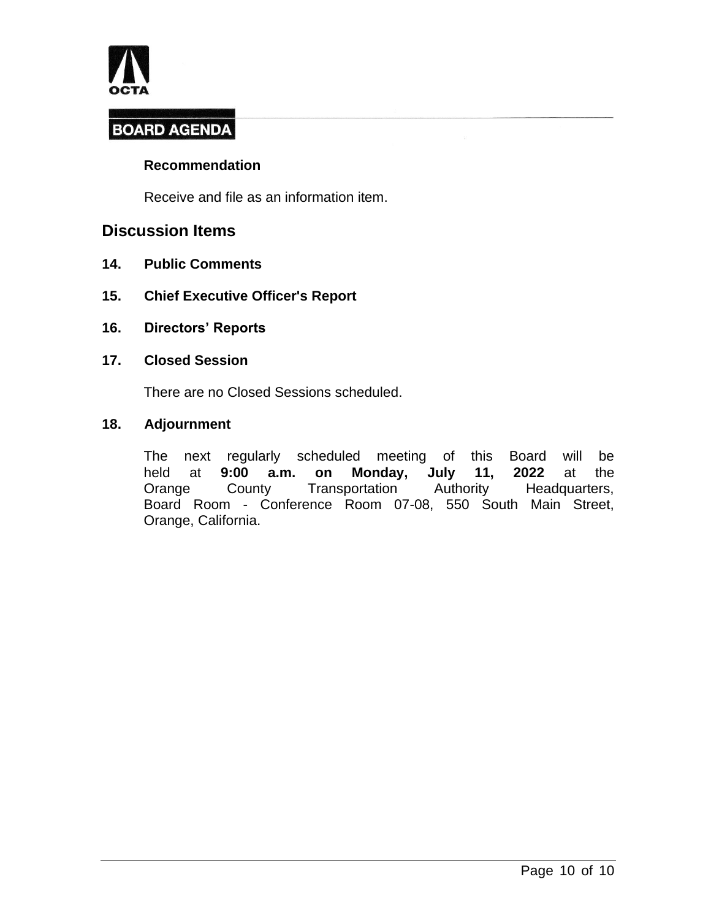**Recommendation**

Receive and file as an information item.

## Discussion Items

**14. Public Comments**

**15. Chief Executive Officer's Report**

**16. Directors' Reports**

**17. Closed Session**

There are no Closed Sessions scheduled.

**18. Adjournment**

The next regularly scheduled meeting of this Board will be held at **9:00 a.m. on Monday, July 11, 2022** at the Orange County Transportation Authority Headquarters, Board Room - Conference Room 07-08, 550 South Main Street, Orange, California.